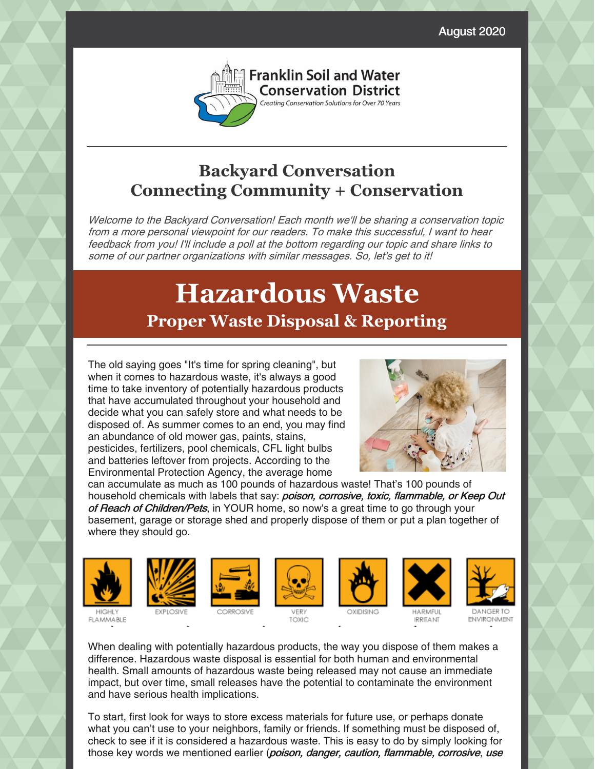August 2020

Franklin Soil and Water Conservation District

*Creating Conservation Solutions for Over 70 Years*

## Backyard Conversation
## Connecting Community + Conservation

*Welcome to the Backyard Conversation! Each month we'll be sharing a conservation topic from a more personal viewpoint for our readers. To make this successful, I want to hear feedback from you! I'll include a poll at the bottom regarding our topic and share links to some of our partner organizations with similar messages. So, let's get to it!*

# Hazardous Waste
## Proper Waste Disposal & Reporting

The old saying goes "It's time for spring cleaning", but when it comes to hazardous waste, it's always a good time to take inventory of potentially hazardous products that have accumulated throughout your household and decide what you can safely store and what needs to be disposed of. As summer comes to an end, you may find an abundance of old mower gas, paints, stains, pesticides, fertilizers, pool chemicals, CFL light bulbs and batteries leftover from projects. According to the Environmental Protection Agency, the average home can accumulate as much as 100 pounds of hazardous waste! That's 100 pounds of household chemicals with labels that say: *poison, corrosive, toxic, flammable, or Keep Out of Reach of Children/Pets*, in YOUR home, so now's a great time to go through your basement, garage or storage shed and properly dispose of them or put a plan together of where they should go.

HIGHLY FLAMMABLE | EXPLOSIVE | CORROSIVE | VERY TOXIC | OXIDISING | HARMFUL IRRITANT | DANGER TO ENVIRONMENT

When dealing with potentially hazardous products, the way you dispose of them makes a difference. Hazardous waste disposal is essential for both human and environmental health. Small amounts of hazardous waste being released may not cause an immediate impact, but over time, small releases have the potential to contaminate the environment and have serious health implications.

To start, first look for ways to store excess materials for future use, or perhaps donate what you can't use to your neighbors, family or friends. If something must be disposed of, check to see if it is considered a hazardous waste. This is easy to do by simply looking for those key words we mentioned earlier (*poison, danger, caution, flammable, corrosive*, *use*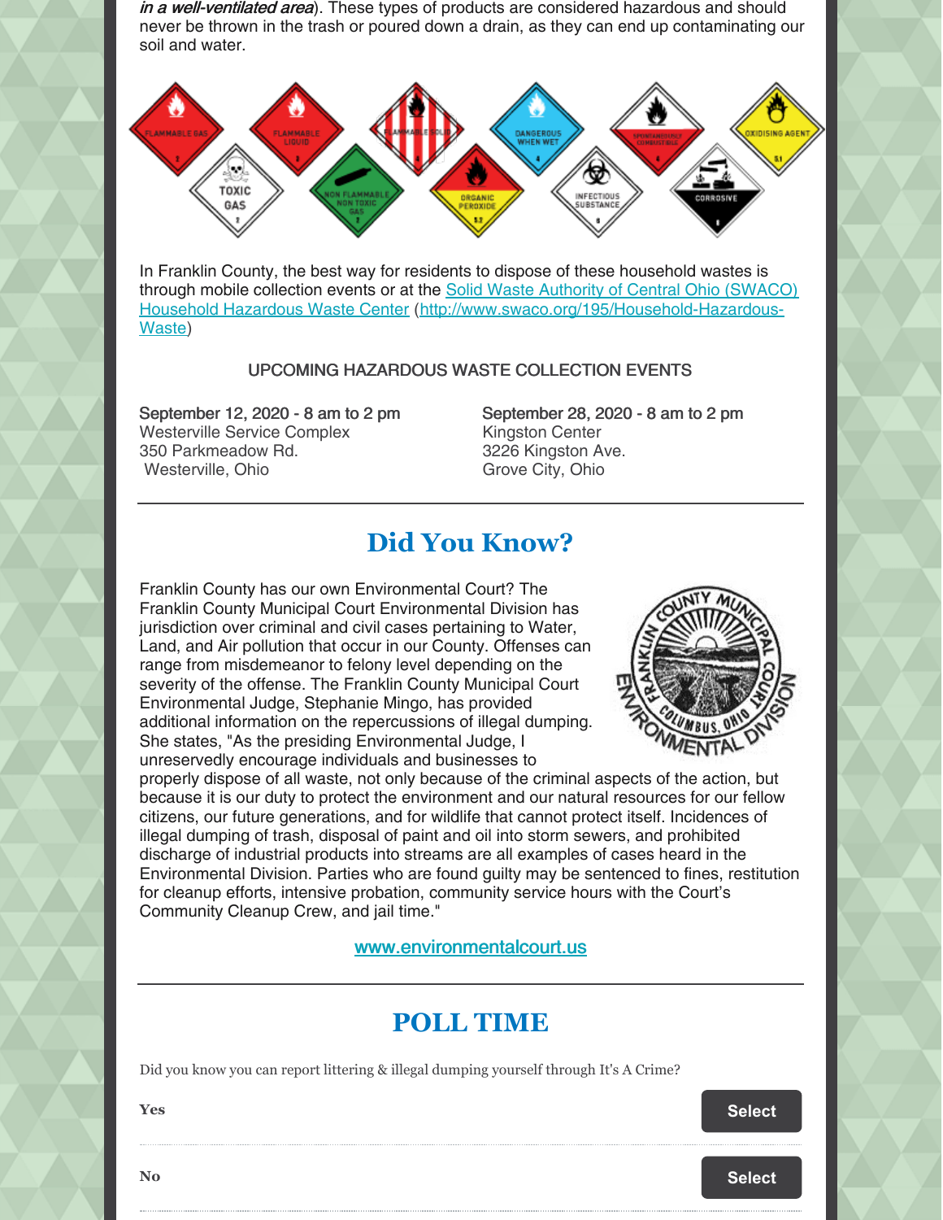*in a well-ventilated area*). These types of products are considered hazardous and should never be thrown in the trash or poured down a drain, as they can end up contaminating our soil and water.

In Franklin County, the best way for residents to dispose of these household wastes is through mobile collection events or at the [Solid Waste Authority of Central Ohio (SWACO) Household Hazardous Waste Center](http://www.swaco.org/195/Household-Hazardous-Waste) ([http://www.swaco.org/195/Household-Hazardous-Waste](http://www.swaco.org/195/Household-Hazardous-Waste))

UPCOMING HAZARDOUS WASTE COLLECTION EVENTS

**September 12, 2020 - 8 am to 2 pm**
Westerville Service Complex
350 Parkmeadow Rd.
Westerville, Ohio

**September 28, 2020 - 8 am to 2 pm**
Kingston Center
3226 Kingston Ave.
Grove City, Ohio

---

## Did You Know?

Franklin County has our own Environmental Court? The Franklin County Municipal Court Environmental Division has jurisdiction over criminal and civil cases pertaining to Water, Land, and Air pollution that occur in our County. Offenses can range from misdemeanor to felony level depending on the severity of the offense. The Franklin County Municipal Court Environmental Judge, Stephanie Mingo, has provided additional information on the repercussions of illegal dumping. She states, "As the presiding Environmental Judge, I unreservedly encourage individuals and businesses to properly dispose of all waste, not only because of the criminal aspects of the action, but because it is our duty to protect the environment and our natural resources for our fellow citizens, our future generations, and for wildlife that cannot protect itself. Incidences of illegal dumping of trash, disposal of paint and oil into storm sewers, and prohibited discharge of industrial products into streams are all examples of cases heard in the Environmental Division. Parties who are found guilty may be sentenced to fines, restitution for cleanup efforts, intensive probation, community service hours with the Court's Community Cleanup Crew, and jail time."

[www.environmentalcourt.us](http://www.environmentalcourt.us)

---

## POLL TIME

Did you know you can report littering & illegal dumping yourself through It's A Crime?

**Yes** — Select

**No** — Select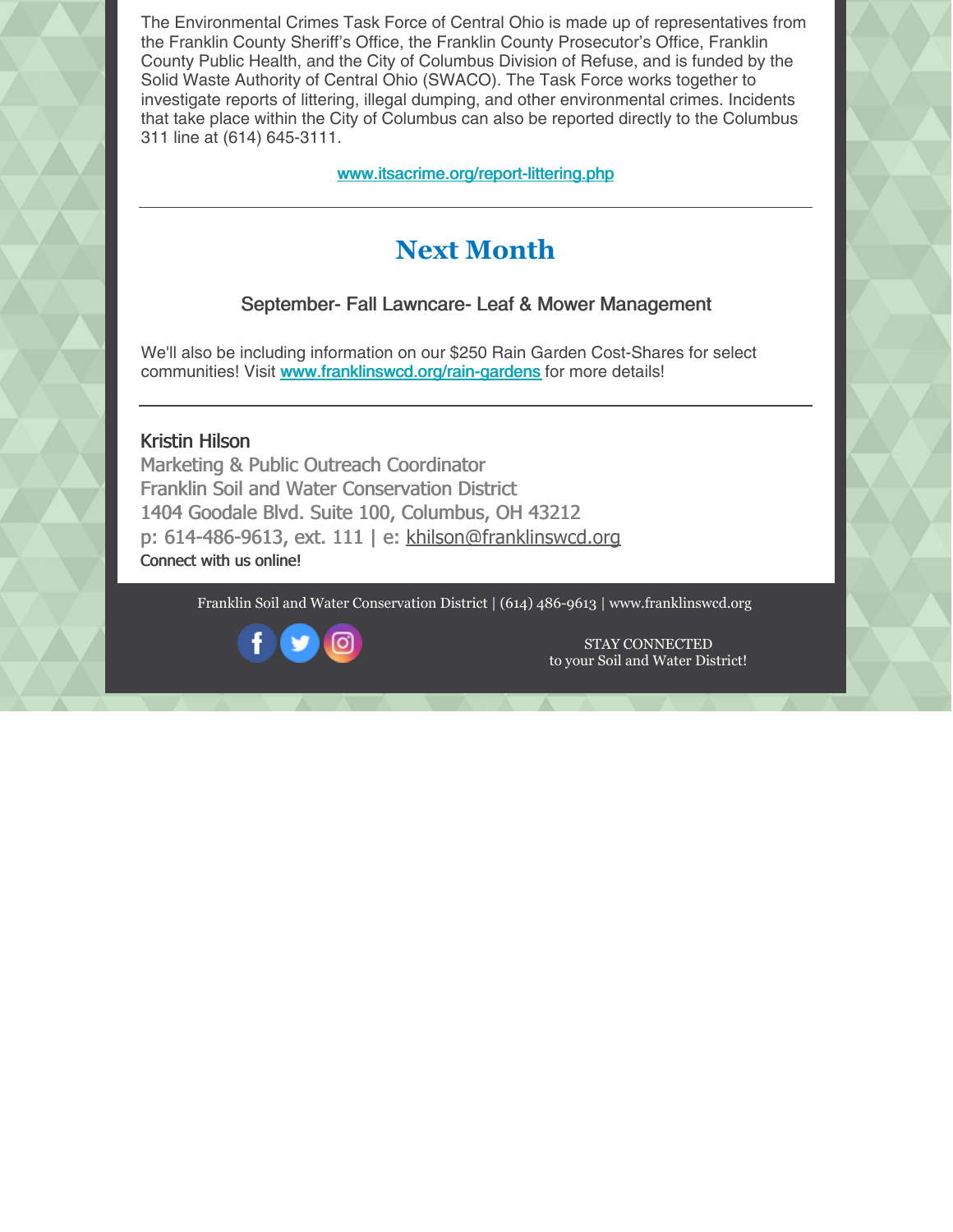The Environmental Crimes Task Force of Central Ohio is made up of representatives from the Franklin County Sheriff's Office, the Franklin County Prosecutor's Office, Franklin County Public Health, and the City of Columbus Division of Refuse, and is funded by the Solid Waste Authority of Central Ohio (SWACO). The Task Force works together to investigate reports of littering, illegal dumping, and other environmental crimes. Incidents that take place within the City of Columbus can also be reported directly to the Columbus 311 line at (614) 645-3111.

www.itsacrime.org/report-littering.php

---

## Next Month

September- Fall Lawncare- Leaf & Mower Management

We'll also be including information on our $250 Rain Garden Cost-Shares for select communities! Visit www.franklinswcd.org/rain-gardens for more details!

---

Kristin Hilson
Marketing & Public Outreach Coordinator
Franklin Soil and Water Conservation District
1404 Goodale Blvd. Suite 100, Columbus, OH 43212
p: 614-486-9613, ext. 111 | e: khilson@franklinswcd.org
Connect with us online!

Franklin Soil and Water Conservation District | (614) 486-9613 | www.franklinswcd.org

STAY CONNECTED
to your Soil and Water District!